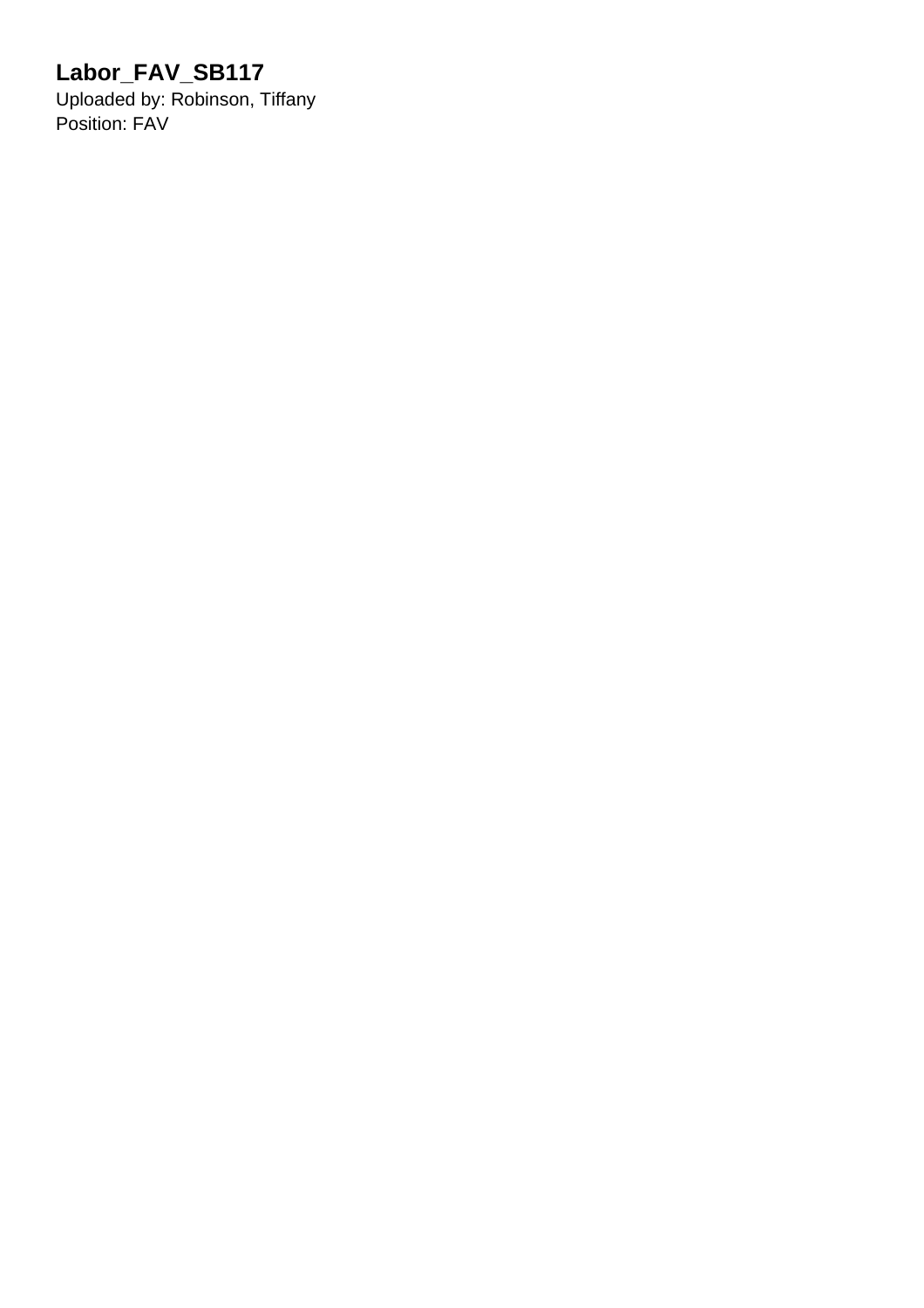# Labor_FAV_SB117

Uploaded by: Robinson, Tiffany
Position: FAV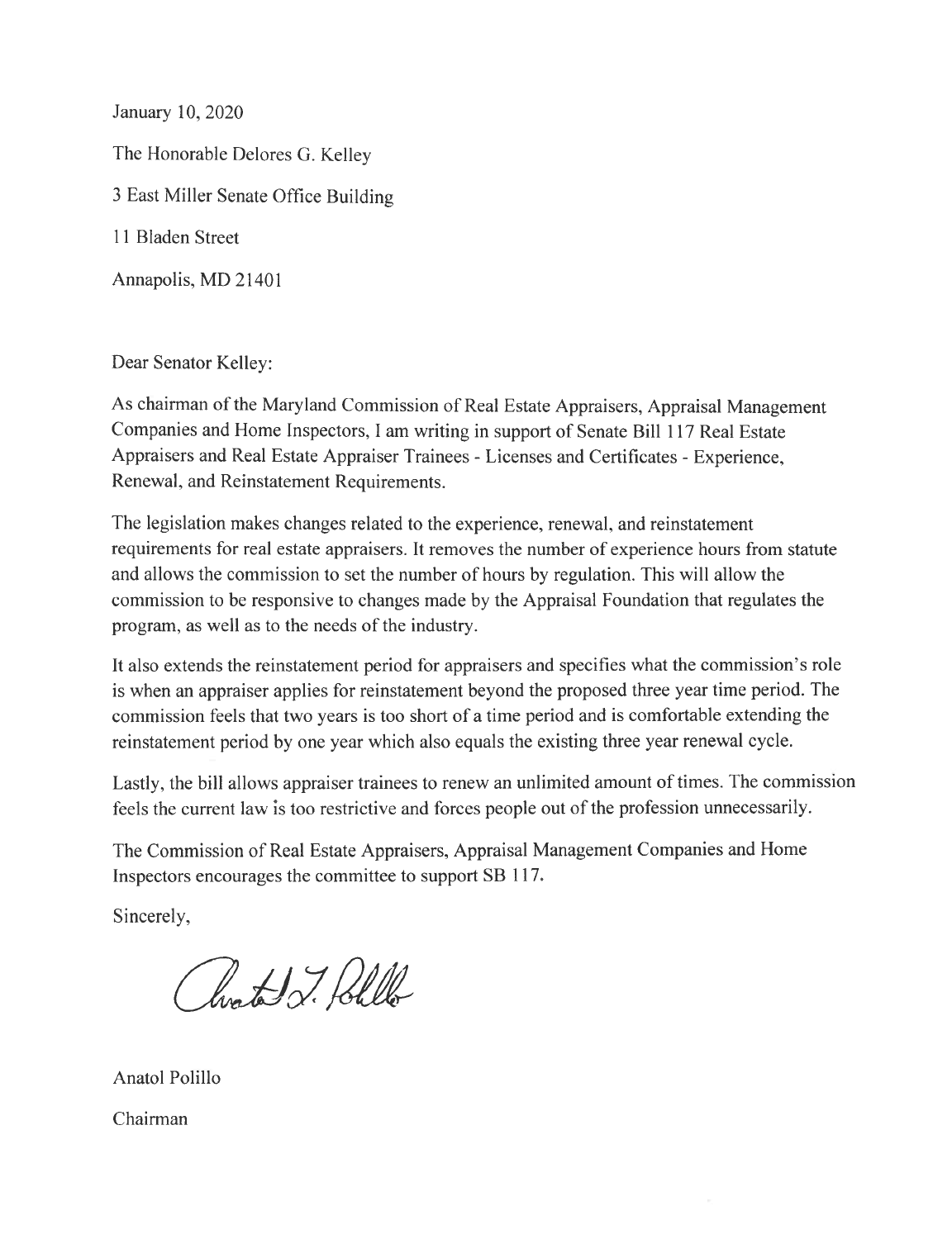January 10, 2020

The Honorable Delores G. Kelley

3 East Miller Senate Office Building

11 Bladen Street

Annapolis, MD 21401

Dear Senator Kelley:

As chairman of the Maryland Commission of Real Estate Appraisers, Appraisal Management Companies and Home Inspectors, I am writing in support of Senate Bill 117 Real Estate Appraisers and Real Estate Appraiser Trainees - Licenses and Certificates - Experience, Renewal, and Reinstatement Requirements.

The legislation makes changes related to the experience, renewal, and reinstatement requirements for real estate appraisers. It removes the number of experience hours from statute and allows the commission to set the number of hours by regulation. This will allow the commission to be responsive to changes made by the Appraisal Foundation that regulates the program, as well as to the needs of the industry.

It also extends the reinstatement period for appraisers and specifies what the commission's role is when an appraiser applies for reinstatement beyond the proposed three year time period. The commission feels that two years is too short of a time period and is comfortable extending the reinstatement period by one year which also equals the existing three year renewal cycle.

Lastly, the bill allows appraiser trainees to renew an unlimited amount of times. The commission feels the current law is too restrictive and forces people out of the profession unnecessarily.

The Commission of Real Estate Appraisers, Appraisal Management Companies and Home Inspectors encourages the committee to support SB 117.

Sincerely,

Anatol Polillo

Chairman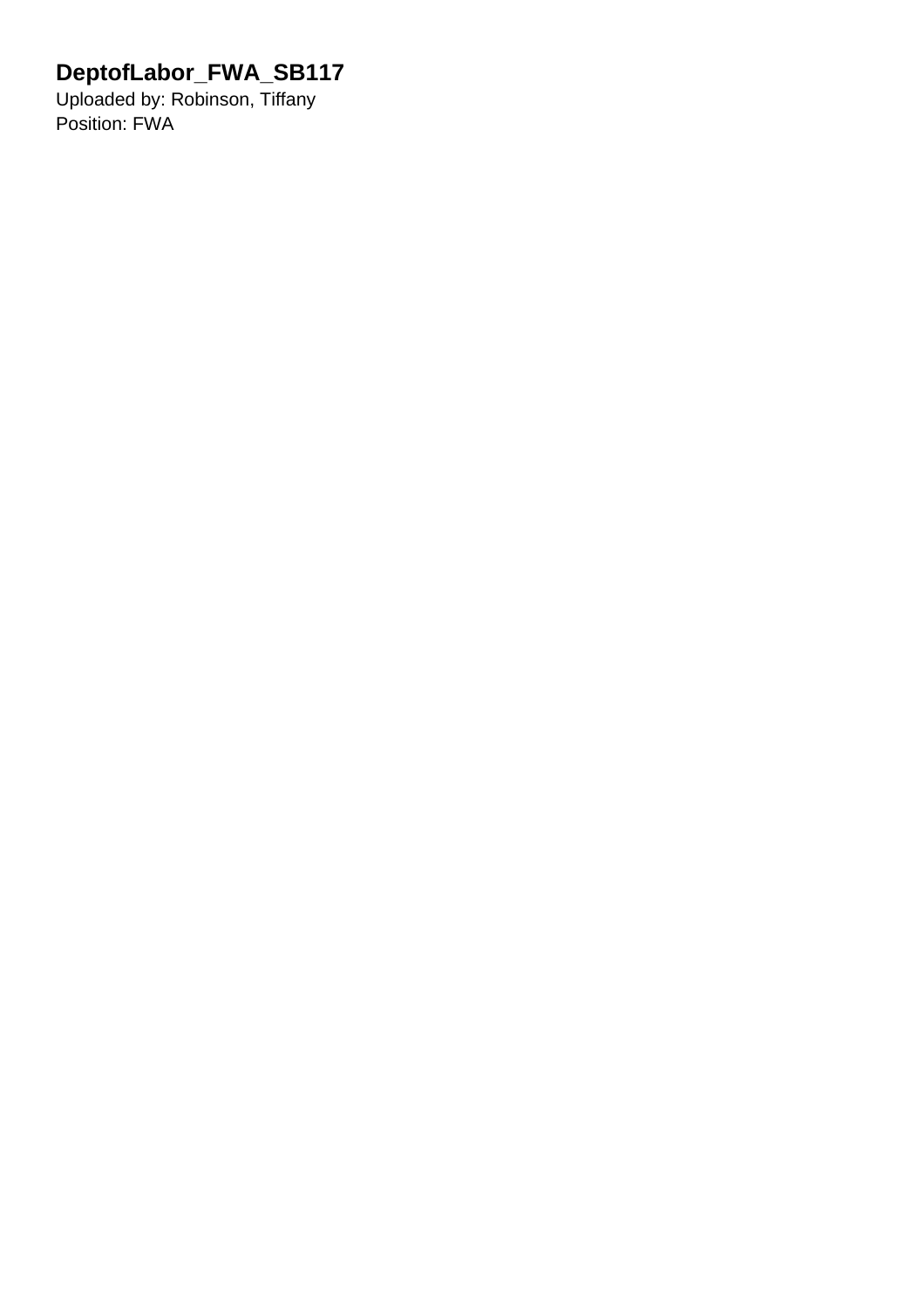# DeptofLabor_FWA_SB117

Uploaded by: Robinson, Tiffany

Position: FWA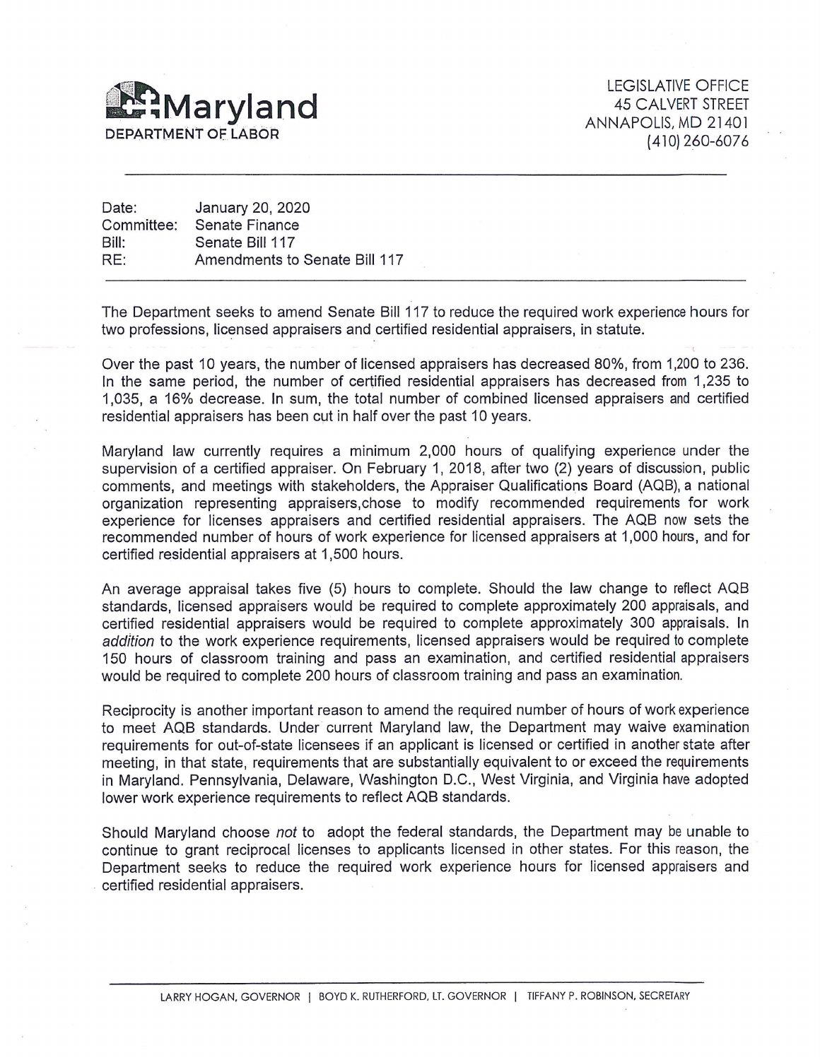**Maryland**
**DEPARTMENT OF LABOR**

LEGISLATIVE OFFICE
45 CALVERT STREET
ANNAPOLIS, MD 21401
(410) 260-6076

---

| | |
|---|---|
| Date: | January 20, 2020 |
| Committee: | Senate Finance |
| Bill: | Senate Bill 117 |
| RE: | Amendments to Senate Bill 117 |

---

The Department seeks to amend Senate Bill 117 to reduce the required work experience hours for two professions, licensed appraisers and certified residential appraisers, in statute.

Over the past 10 years, the number of licensed appraisers has decreased 80%, from 1,200 to 236. In the same period, the number of certified residential appraisers has decreased from 1,235 to 1,035, a 16% decrease. In sum, the total number of combined licensed appraisers and certified residential appraisers has been cut in half over the past 10 years.

Maryland law currently requires a minimum 2,000 hours of qualifying experience under the supervision of a certified appraiser. On February 1, 2018, after two (2) years of discussion, public comments, and meetings with stakeholders, the Appraiser Qualifications Board (AQB), a national organization representing appraisers,chose to modify recommended requirements for work experience for licenses appraisers and certified residential appraisers. The AQB now sets the recommended number of hours of work experience for licensed appraisers at 1,000 hours, and for certified residential appraisers at 1,500 hours.

An average appraisal takes five (5) hours to complete. Should the law change to reflect AQB standards, licensed appraisers would be required to complete approximately 200 appraisals, and certified residential appraisers would be required to complete approximately 300 appraisals. In *addition* to the work experience requirements, licensed appraisers would be required to complete 150 hours of classroom training and pass an examination, and certified residential appraisers would be required to complete 200 hours of classroom training and pass an examination.

Reciprocity is another important reason to amend the required number of hours of work experience to meet AQB standards. Under current Maryland law, the Department may waive examination requirements for out-of-state licensees if an applicant is licensed or certified in another state after meeting, in that state, requirements that are substantially equivalent to or exceed the requirements in Maryland. Pennsylvania, Delaware, Washington D.C., West Virginia, and Virginia have adopted lower work experience requirements to reflect AQB standards.

Should Maryland choose *not* to adopt the federal standards, the Department may be unable to continue to grant reciprocal licenses to applicants licensed in other states. For this reason, the Department seeks to reduce the required work experience hours for licensed appraisers and certified residential appraisers.

---

LARRY HOGAN, GOVERNOR | BOYD K. RUTHERFORD, LT. GOVERNOR | TIFFANY P. ROBINSON, SECRETARY